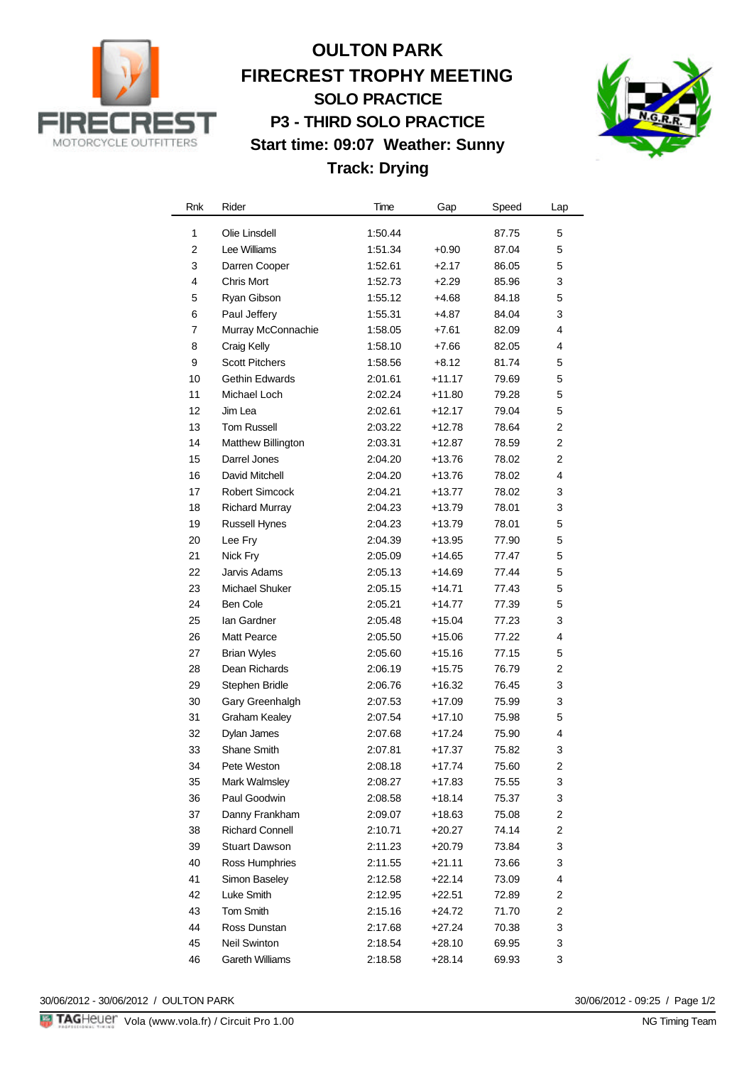# OULTON PARK

## FIRECREST TROPHY MEETING

### SOLO PRACTICE

### P3 - THIRD SOLO PRACTICE

### Start time: 09:07 Weather: Sunny

### Track: Drying

| Rnk | Rider | Time | Gap | Speed | Lap |
|---|---|---|---|---|---|
| 1 | Olie Linsdell | 1:50.44 | | 87.75 | 5 |
| 2 | Lee Williams | 1:51.34 | +0.90 | 87.04 | 5 |
| 3 | Darren Cooper | 1:52.61 | +2.17 | 86.05 | 5 |
| 4 | Chris Mort | 1:52.73 | +2.29 | 85.96 | 3 |
| 5 | Ryan Gibson | 1:55.12 | +4.68 | 84.18 | 5 |
| 6 | Paul Jeffery | 1:55.31 | +4.87 | 84.04 | 3 |
| 7 | Murray McConnachie | 1:58.05 | +7.61 | 82.09 | 4 |
| 8 | Craig Kelly | 1:58.10 | +7.66 | 82.05 | 4 |
| 9 | Scott Pitchers | 1:58.56 | +8.12 | 81.74 | 5 |
| 10 | Gethin Edwards | 2:01.61 | +11.17 | 79.69 | 5 |
| 11 | Michael Loch | 2:02.24 | +11.80 | 79.28 | 5 |
| 12 | Jim Lea | 2:02.61 | +12.17 | 79.04 | 5 |
| 13 | Tom Russell | 2:03.22 | +12.78 | 78.64 | 2 |
| 14 | Matthew Billington | 2:03.31 | +12.87 | 78.59 | 2 |
| 15 | Darrel Jones | 2:04.20 | +13.76 | 78.02 | 2 |
| 16 | David Mitchell | 2:04.20 | +13.76 | 78.02 | 4 |
| 17 | Robert Simcock | 2:04.21 | +13.77 | 78.02 | 3 |
| 18 | Richard Murray | 2:04.23 | +13.79 | 78.01 | 3 |
| 19 | Russell Hynes | 2:04.23 | +13.79 | 78.01 | 5 |
| 20 | Lee Fry | 2:04.39 | +13.95 | 77.90 | 5 |
| 21 | Nick Fry | 2:05.09 | +14.65 | 77.47 | 5 |
| 22 | Jarvis Adams | 2:05.13 | +14.69 | 77.44 | 5 |
| 23 | Michael Shuker | 2:05.15 | +14.71 | 77.43 | 5 |
| 24 | Ben Cole | 2:05.21 | +14.77 | 77.39 | 5 |
| 25 | Ian Gardner | 2:05.48 | +15.04 | 77.23 | 3 |
| 26 | Matt Pearce | 2:05.50 | +15.06 | 77.22 | 4 |
| 27 | Brian Wyles | 2:05.60 | +15.16 | 77.15 | 5 |
| 28 | Dean Richards | 2:06.19 | +15.75 | 76.79 | 2 |
| 29 | Stephen Bridle | 2:06.76 | +16.32 | 76.45 | 3 |
| 30 | Gary Greenhalgh | 2:07.53 | +17.09 | 75.99 | 3 |
| 31 | Graham Kealey | 2:07.54 | +17.10 | 75.98 | 5 |
| 32 | Dylan James | 2:07.68 | +17.24 | 75.90 | 4 |
| 33 | Shane Smith | 2:07.81 | +17.37 | 75.82 | 3 |
| 34 | Pete Weston | 2:08.18 | +17.74 | 75.60 | 2 |
| 35 | Mark Walmsley | 2:08.27 | +17.83 | 75.55 | 3 |
| 36 | Paul Goodwin | 2:08.58 | +18.14 | 75.37 | 3 |
| 37 | Danny Frankham | 2:09.07 | +18.63 | 75.08 | 2 |
| 38 | Richard Connell | 2:10.71 | +20.27 | 74.14 | 2 |
| 39 | Stuart Dawson | 2:11.23 | +20.79 | 73.84 | 3 |
| 40 | Ross Humphries | 2:11.55 | +21.11 | 73.66 | 3 |
| 41 | Simon Baseley | 2:12.58 | +22.14 | 73.09 | 4 |
| 42 | Luke Smith | 2:12.95 | +22.51 | 72.89 | 2 |
| 43 | Tom Smith | 2:15.16 | +24.72 | 71.70 | 2 |
| 44 | Ross Dunstan | 2:17.68 | +27.24 | 70.38 | 3 |
| 45 | Neil Swinton | 2:18.54 | +28.10 | 69.95 | 3 |
| 46 | Gareth Williams | 2:18.58 | +28.14 | 69.93 | 3 |

30/06/2012 - 30/06/2012 / OULTON PARK

30/06/2012 - 09:25

Vola (www.vola.fr) / Circuit Pro 1.00

NG Timing Team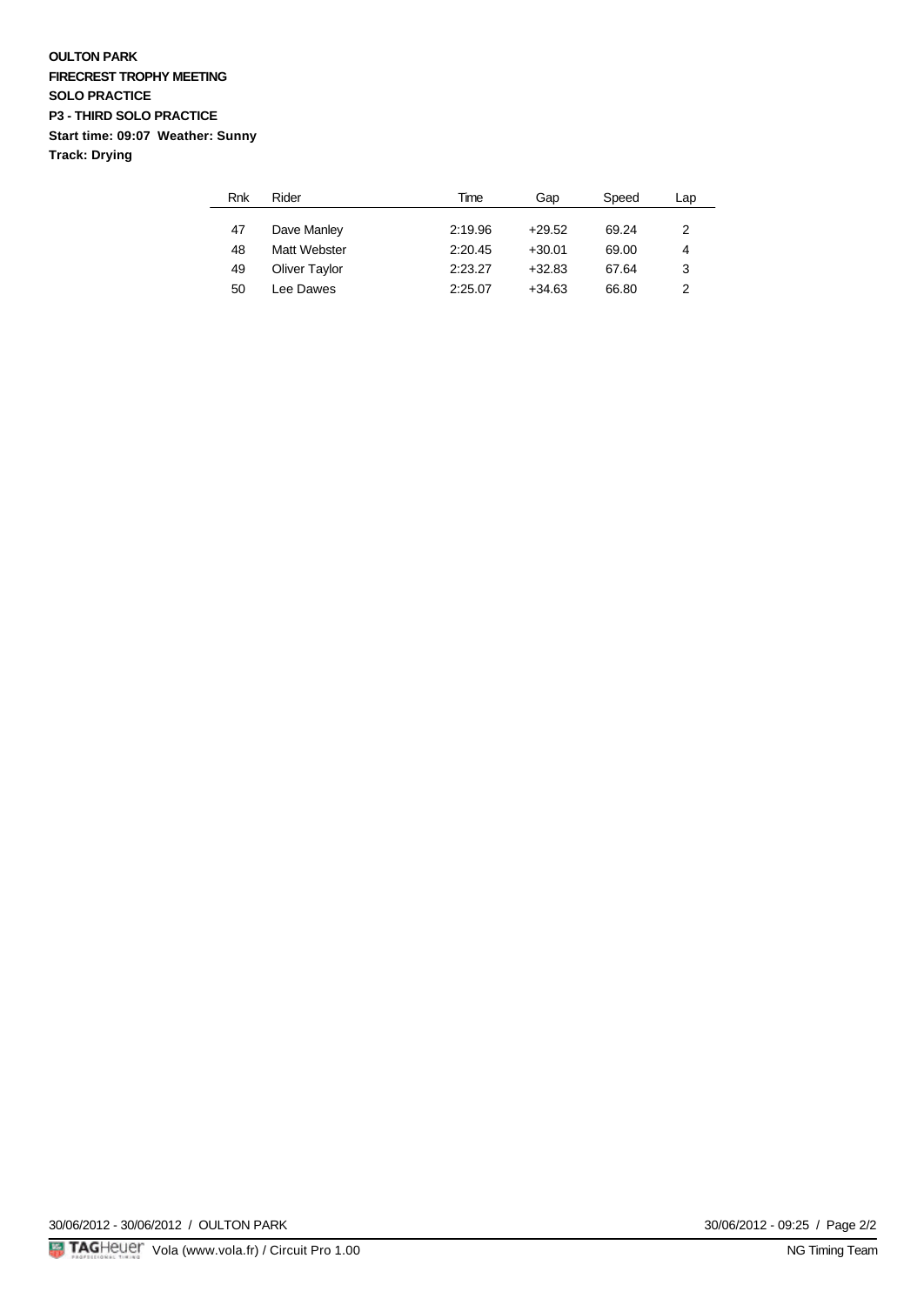**OULTON PARK**

**FIRECREST TROPHY MEETING**

**SOLO PRACTICE**

**P3 - THIRD SOLO PRACTICE**

**Start time: 09:07 Weather: Sunny**

**Track: Drying**

| Rnk | Rider | Time | Gap | Speed | Lap |
|---|---|---|---|---|---|
| 47 | Dave Manley | 2:19.96 | +29.52 | 69.24 | 2 |
| 48 | Matt Webster | 2:20.45 | +30.01 | 69.00 | 4 |
| 49 | Oliver Taylor | 2:23.27 | +32.83 | 67.64 | 3 |
| 50 | Lee Dawes | 2:25.07 | +34.63 | 66.80 | 2 |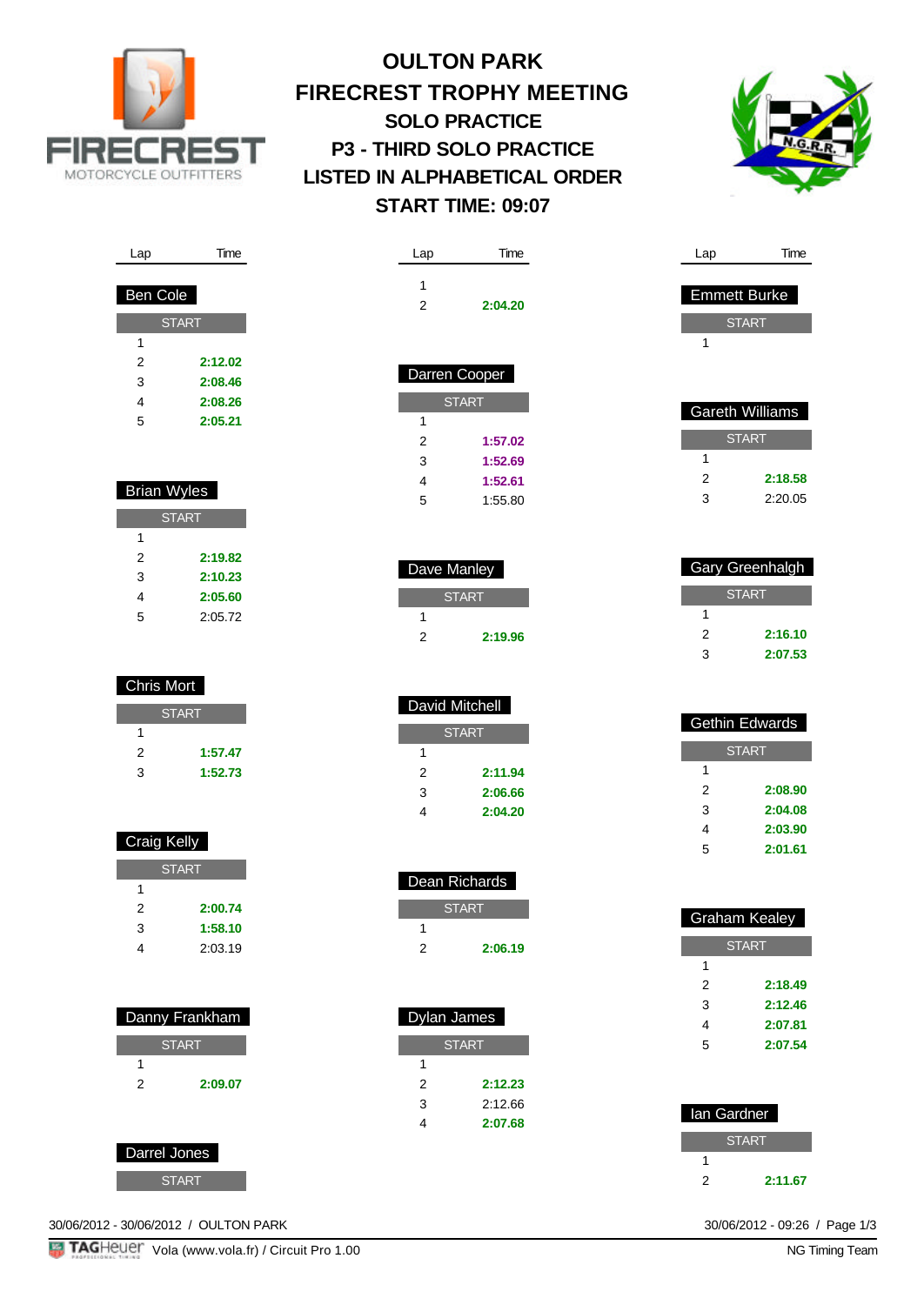# OULTON PARK
## FIRECREST TROPHY MEETING
### SOLO PRACTICE
### P3 - THIRD SOLO PRACTICE
### LISTED IN ALPHABETICAL ORDER
### START TIME: 09:07

**Ben Cole**

| Lap | Time |
|---|---|
| START | |
| 1 | |
| 2 | 2:12.02 |
| 3 | 2:08.46 |
| 4 | 2:08.26 |
| 5 | 2:05.21 |

**Brian Wyles**

| Lap | Time |
|---|---|
| START | |
| 1 | |
| 2 | 2:19.82 |
| 3 | 2:10.23 |
| 4 | 2:05.60 |
| 5 | 2:05.72 |

**Chris Mort**

| Lap | Time |
|---|---|
| START | |
| 1 | |
| 2 | 1:57.47 |
| 3 | 1:52.73 |

**Craig Kelly**

| Lap | Time |
|---|---|
| START | |
| 1 | |
| 2 | 2:00.74 |
| 3 | 1:58.10 |
| 4 | 2:03.19 |

**Danny Frankham**

| Lap | Time |
|---|---|
| START | |
| 1 | |
| 2 | 2:09.07 |

**Darrel Jones**

| Lap | Time |
|---|---|
| START | |
| 1 | |
| 2 | 2:04.20 |

**Darren Cooper**

| Lap | Time |
|---|---|
| START | |
| 1 | |
| 2 | 1:57.02 |
| 3 | 1:52.69 |
| 4 | 1:52.61 |
| 5 | 1:55.80 |

**Dave Manley**

| Lap | Time |
|---|---|
| START | |
| 1 | |
| 2 | 2:19.96 |

**David Mitchell**

| Lap | Time |
|---|---|
| START | |
| 1 | |
| 2 | 2:11.94 |
| 3 | 2:06.66 |
| 4 | 2:04.20 |

**Dean Richards**

| Lap | Time |
|---|---|
| START | |
| 1 | |
| 2 | 2:06.19 |

**Dylan James**

| Lap | Time |
|---|---|
| START | |
| 1 | |
| 2 | 2:12.23 |
| 3 | 2:12.66 |
| 4 | 2:07.68 |

**Emmett Burke**

| Lap | Time |
|---|---|
| START | |
| 1 | |

**Gareth Williams**

| Lap | Time |
|---|---|
| START | |
| 1 | |
| 2 | 2:18.58 |
| 3 | 2:20.05 |

**Gary Greenhalgh**

| Lap | Time |
|---|---|
| START | |
| 1 | |
| 2 | 2:16.10 |
| 3 | 2:07.53 |

**Gethin Edwards**

| Lap | Time |
|---|---|
| START | |
| 1 | |
| 2 | 2:08.90 |
| 3 | 2:04.08 |
| 4 | 2:03.90 |
| 5 | 2:01.61 |

**Graham Kealey**

| Lap | Time |
|---|---|
| START | |
| 1 | |
| 2 | 2:18.49 |
| 3 | 2:12.46 |
| 4 | 2:07.81 |
| 5 | 2:07.54 |

**Ian Gardner**

| Lap | Time |
|---|---|
| START | |
| 1 | |
| 2 | 2:11.67 |

30/06/2012 - 30/06/2012 / OULTON PARK

30/06/2012 - 09:26

Vola (www.vola.fr) / Circuit Pro 1.00

NG Timing Team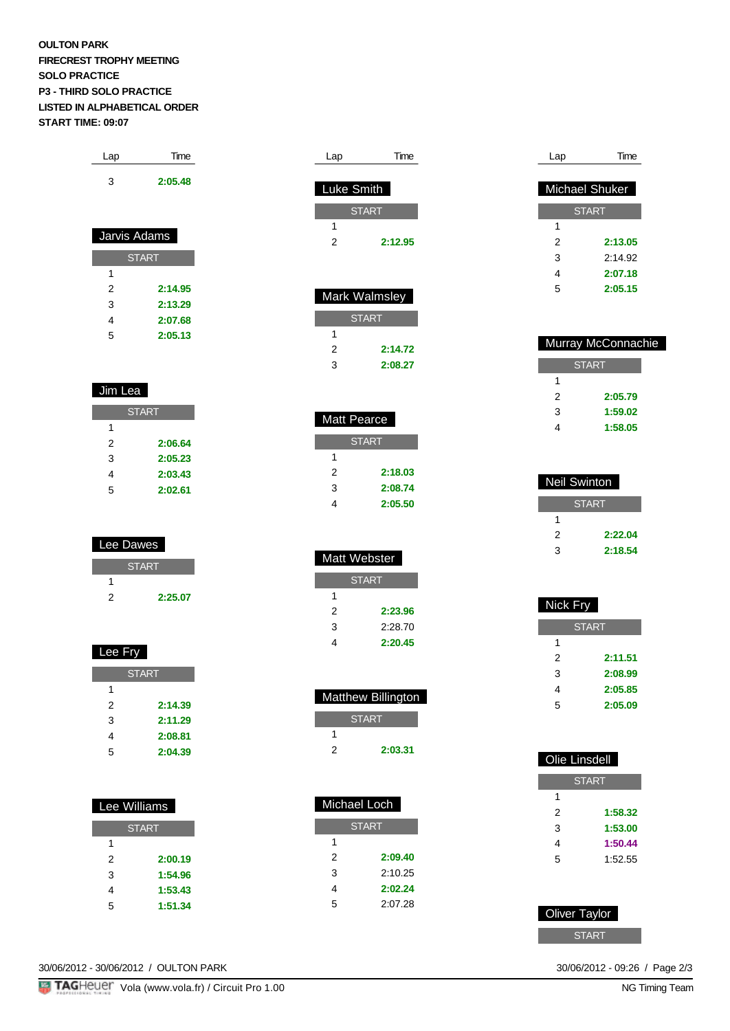OULTON PARK
FIRECREST TROPHY MEETING
SOLO PRACTICE
P3 - THIRD SOLO PRACTICE
LISTED IN ALPHABETICAL ORDER
START TIME: 09:07

| Lap | Time |
|---|---|
| 3 | **2:05.48** |

### Jarvis Adams

| Lap | Time |
|---|---|
| START | |
| 1 | |
| 2 | **2:14.95** |
| 3 | **2:13.29** |
| 4 | **2:07.68** |
| 5 | **2:05.13** |

### Jim Lea

| Lap | Time |
|---|---|
| START | |
| 1 | |
| 2 | **2:06.64** |
| 3 | **2:05.23** |
| 4 | **2:03.43** |
| 5 | **2:02.61** |

### Lee Dawes

| Lap | Time |
|---|---|
| START | |
| 1 | |
| 2 | **2:25.07** |

### Lee Fry

| Lap | Time |
|---|---|
| START | |
| 1 | |
| 2 | **2:14.39** |
| 3 | **2:11.29** |
| 4 | **2:08.81** |
| 5 | **2:04.39** |

### Lee Williams

| Lap | Time |
|---|---|
| START | |
| 1 | |
| 2 | **2:00.19** |
| 3 | **1:54.96** |
| 4 | **1:53.43** |
| 5 | **1:51.34** |

### Luke Smith

| Lap | Time |
|---|---|
| START | |
| 1 | |
| 2 | **2:12.95** |

### Mark Walmsley

| Lap | Time |
|---|---|
| START | |
| 1 | |
| 2 | **2:14.72** |
| 3 | **2:08.27** |

### Matt Pearce

| Lap | Time |
|---|---|
| START | |
| 1 | |
| 2 | **2:18.03** |
| 3 | **2:08.74** |
| 4 | **2:05.50** |

### Matt Webster

| Lap | Time |
|---|---|
| START | |
| 1 | |
| 2 | **2:23.96** |
| 3 | 2:28.70 |
| 4 | **2:20.45** |

### Matthew Billington

| Lap | Time |
|---|---|
| START | |
| 1 | |
| 2 | **2:03.31** |

### Michael Loch

| Lap | Time |
|---|---|
| START | |
| 1 | |
| 2 | **2:09.40** |
| 3 | 2:10.25 |
| 4 | **2:02.24** |
| 5 | 2:07.28 |

### Michael Shuker

| Lap | Time |
|---|---|
| START | |
| 1 | |
| 2 | **2:13.05** |
| 3 | 2:14.92 |
| 4 | **2:07.18** |
| 5 | **2:05.15** |

### Murray McConnachie

| Lap | Time |
|---|---|
| START | |
| 1 | |
| 2 | **2:05.79** |
| 3 | **1:59.02** |
| 4 | **1:58.05** |

### Neil Swinton

| Lap | Time |
|---|---|
| START | |
| 1 | |
| 2 | **2:22.04** |
| 3 | **2:18.54** |

### Nick Fry

| Lap | Time |
|---|---|
| START | |
| 1 | |
| 2 | **2:11.51** |
| 3 | **2:08.99** |
| 4 | **2:05.85** |
| 5 | **2:05.09** |

### Olie Linsdell

| Lap | Time |
|---|---|
| START | |
| 1 | |
| 2 | **1:58.32** |
| 3 | **1:53.00** |
| 4 | **1:50.44** |
| 5 | 1:52.55 |

### Oliver Taylor

| Lap | Time |
|---|---|
| START | |

30/06/2012 - 30/06/2012 / OULTON PARK

30/06/2012 - 09:26

Vola (www.vola.fr) / Circuit Pro 1.00

NG Timing Team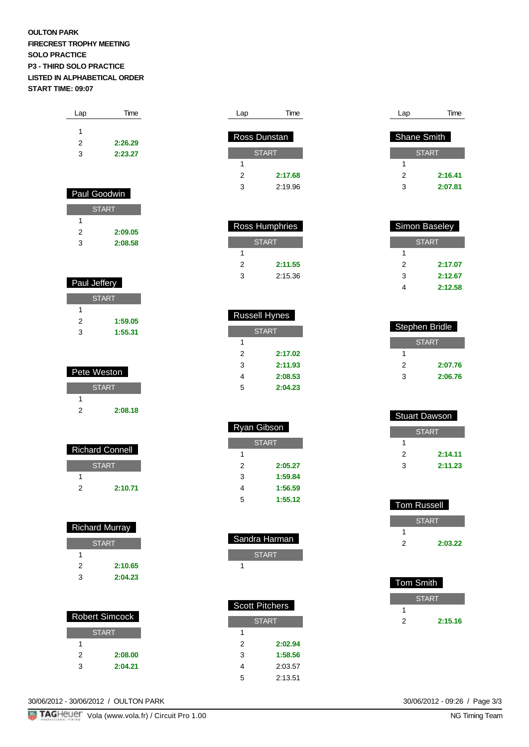**OULTON PARK**
**FIRECREST TROPHY MEETING**
**SOLO PRACTICE**
**P3 - THIRD SOLO PRACTICE**
**LISTED IN ALPHABETICAL ORDER**
**START TIME: 09:07**

| Lap | Time |
|---|---|
| 1 | |
| 2 | **2:26.29** |
| 3 | **2:23.27** |

**Paul Goodwin**

| Lap | Time |
|---|---|
| START | |
| 1 | |
| 2 | **2:09.05** |
| 3 | **2:08.58** |

**Paul Jeffery**

| Lap | Time |
|---|---|
| START | |
| 1 | |
| 2 | **1:59.05** |
| 3 | **1:55.31** |

**Pete Weston**

| Lap | Time |
|---|---|
| START | |
| 1 | |
| 2 | **2:08.18** |

**Richard Connell**

| Lap | Time |
|---|---|
| START | |
| 1 | |
| 2 | **2:10.71** |

**Richard Murray**

| Lap | Time |
|---|---|
| START | |
| 1 | |
| 2 | **2:10.65** |
| 3 | **2:04.23** |

**Robert Simcock**

| Lap | Time |
|---|---|
| START | |
| 1 | |
| 2 | **2:08.00** |
| 3 | **2:04.21** |

**Ross Dunstan**

| Lap | Time |
|---|---|
| START | |
| 1 | |
| 2 | **2:17.68** |
| 3 | 2:19.96 |

**Ross Humphries**

| Lap | Time |
|---|---|
| START | |
| 1 | |
| 2 | **2:11.55** |
| 3 | 2:15.36 |

**Russell Hynes**

| Lap | Time |
|---|---|
| START | |
| 1 | |
| 2 | **2:17.02** |
| 3 | **2:11.93** |
| 4 | **2:08.53** |
| 5 | **2:04.23** |

**Ryan Gibson**

| Lap | Time |
|---|---|
| START | |
| 1 | |
| 2 | **2:05.27** |
| 3 | **1:59.84** |
| 4 | **1:56.59** |
| 5 | **1:55.12** |

**Sandra Harman**

| Lap | Time |
|---|---|
| START | |
| 1 | |

**Scott Pitchers**

| Lap | Time |
|---|---|
| START | |
| 1 | |
| 2 | **2:02.94** |
| 3 | **1:58.56** |
| 4 | 2:03.57 |
| 5 | 2:13.51 |

**Shane Smith**

| Lap | Time |
|---|---|
| START | |
| 1 | |
| 2 | **2:16.41** |
| 3 | **2:07.81** |

**Simon Baseley**

| Lap | Time |
|---|---|
| START | |
| 1 | |
| 2 | **2:17.07** |
| 3 | **2:12.67** |
| 4 | **2:12.58** |

**Stephen Bridle**

| Lap | Time |
|---|---|
| START | |
| 1 | |
| 2 | **2:07.76** |
| 3 | **2:06.76** |

**Stuart Dawson**

| Lap | Time |
|---|---|
| START | |
| 1 | |
| 2 | **2:14.11** |
| 3 | **2:11.23** |

**Tom Russell**

| Lap | Time |
|---|---|
| START | |
| 1 | |
| 2 | **2:03.22** |

**Tom Smith**

| Lap | Time |
|---|---|
| START | |
| 1 | |
| 2 | **2:15.16** |

30/06/2012 - 30/06/2012 / OULTON PARK

30/06/2012 - 09:26

TAGHeuer Vola (www.vola.fr) / Circuit Pro 1.00

NG Timing Team